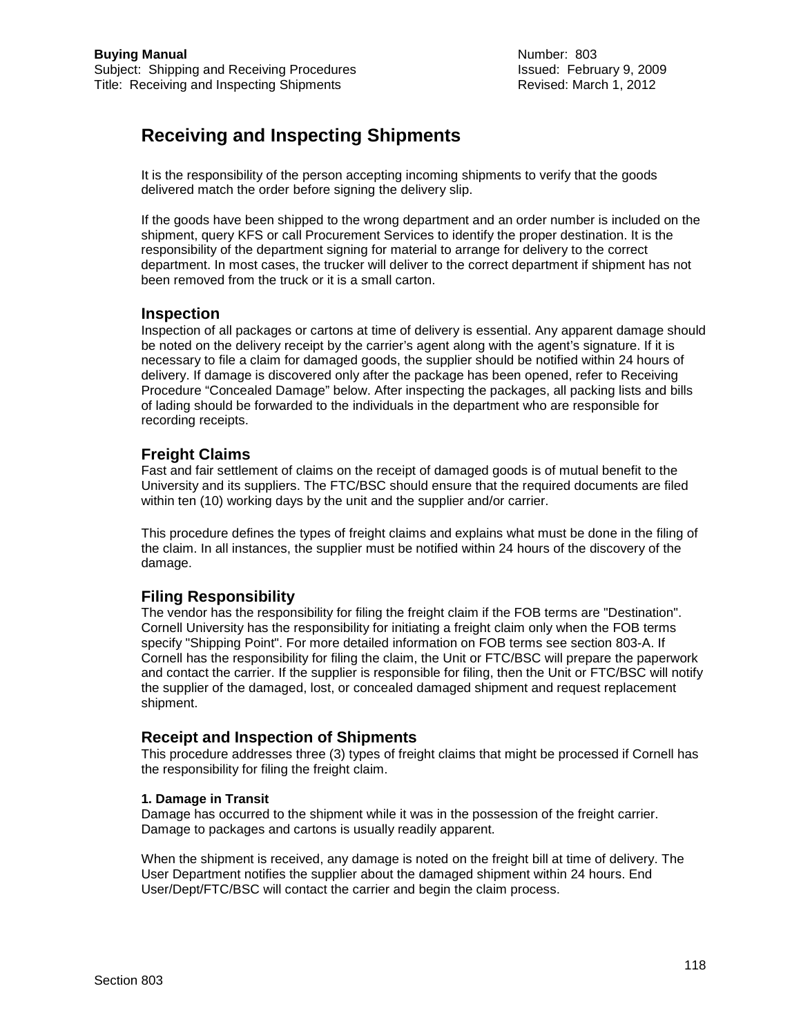**Buying Manual**
Subject: Shipping and Receiving Procedures
Title: Receiving and Inspecting Shipments

Number: 803
Issued: February 9, 2009
Revised: March 1, 2012

# Receiving and Inspecting Shipments

It is the responsibility of the person accepting incoming shipments to verify that the goods delivered match the order before signing the delivery slip.

If the goods have been shipped to the wrong department and an order number is included on the shipment, query KFS or call Procurement Services to identify the proper destination. It is the responsibility of the department signing for material to arrange for delivery to the correct department. In most cases, the trucker will deliver to the correct department if shipment has not been removed from the truck or it is a small carton.

## Inspection

Inspection of all packages or cartons at time of delivery is essential. Any apparent damage should be noted on the delivery receipt by the carrier's agent along with the agent's signature. If it is necessary to file a claim for damaged goods, the supplier should be notified within 24 hours of delivery. If damage is discovered only after the package has been opened, refer to Receiving Procedure "Concealed Damage" below. After inspecting the packages, all packing lists and bills of lading should be forwarded to the individuals in the department who are responsible for recording receipts.

## Freight Claims

Fast and fair settlement of claims on the receipt of damaged goods is of mutual benefit to the University and its suppliers. The FTC/BSC should ensure that the required documents are filed within ten (10) working days by the unit and the supplier and/or carrier.

This procedure defines the types of freight claims and explains what must be done in the filing of the claim. In all instances, the supplier must be notified within 24 hours of the discovery of the damage.

## Filing Responsibility

The vendor has the responsibility for filing the freight claim if the FOB terms are "Destination". Cornell University has the responsibility for initiating a freight claim only when the FOB terms specify "Shipping Point". For more detailed information on FOB terms see section 803-A. If Cornell has the responsibility for filing the claim, the Unit or FTC/BSC will prepare the paperwork and contact the carrier. If the supplier is responsible for filing, then the Unit or FTC/BSC will notify the supplier of the damaged, lost, or concealed damaged shipment and request replacement shipment.

## Receipt and Inspection of Shipments

This procedure addresses three (3) types of freight claims that might be processed if Cornell has the responsibility for filing the freight claim.

#### 1. Damage in Transit

Damage has occurred to the shipment while it was in the possession of the freight carrier. Damage to packages and cartons is usually readily apparent.

When the shipment is received, any damage is noted on the freight bill at time of delivery. The User Department notifies the supplier about the damaged shipment within 24 hours. End User/Dept/FTC/BSC will contact the carrier and begin the claim process.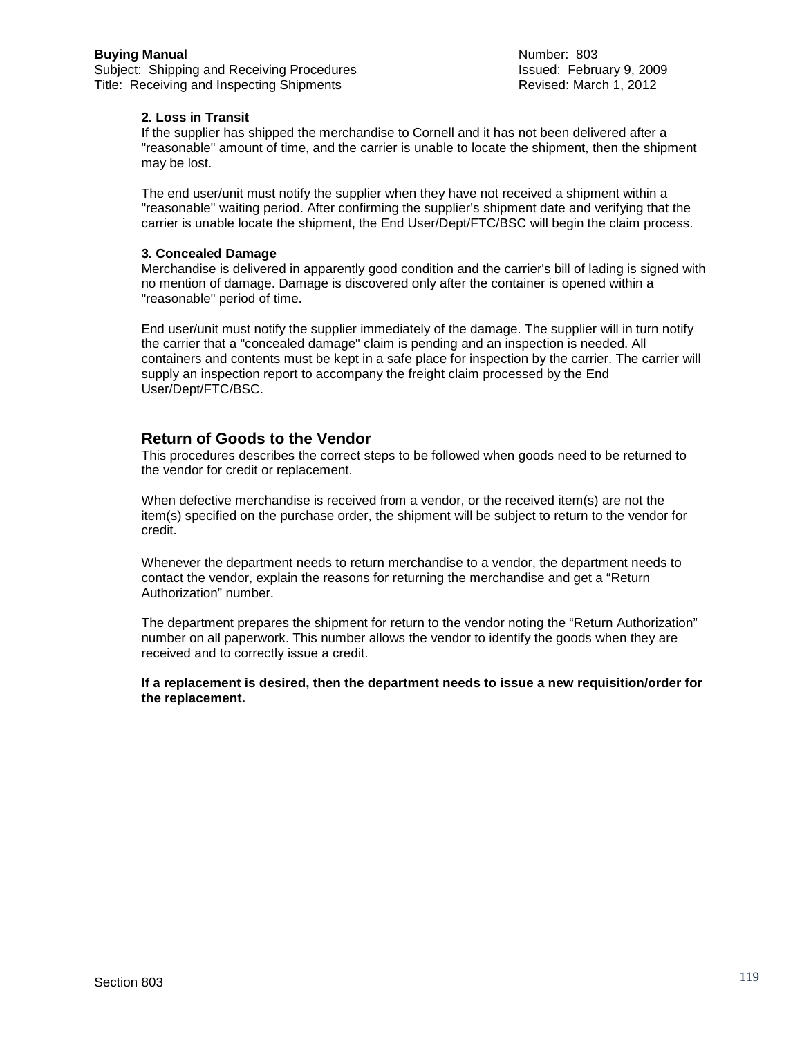**2. Loss in Transit**

If the supplier has shipped the merchandise to Cornell and it has not been delivered after a "reasonable" amount of time, and the carrier is unable to locate the shipment, then the shipment may be lost.

The end user/unit must notify the supplier when they have not received a shipment within a "reasonable" waiting period. After confirming the supplier's shipment date and verifying that the carrier is unable locate the shipment, the End User/Dept/FTC/BSC will begin the claim process.

**3. Concealed Damage**

Merchandise is delivered in apparently good condition and the carrier's bill of lading is signed with no mention of damage. Damage is discovered only after the container is opened within a "reasonable" period of time.

End user/unit must notify the supplier immediately of the damage. The supplier will in turn notify the carrier that a "concealed damage" claim is pending and an inspection is needed. All containers and contents must be kept in a safe place for inspection by the carrier. The carrier will supply an inspection report to accompany the freight claim processed by the End User/Dept/FTC/BSC.

## Return of Goods to the Vendor

This procedures describes the correct steps to be followed when goods need to be returned to the vendor for credit or replacement.

When defective merchandise is received from a vendor, or the received item(s) are not the item(s) specified on the purchase order, the shipment will be subject to return to the vendor for credit.

Whenever the department needs to return merchandise to a vendor, the department needs to contact the vendor, explain the reasons for returning the merchandise and get a "Return Authorization" number.

The department prepares the shipment for return to the vendor noting the "Return Authorization" number on all paperwork. This number allows the vendor to identify the goods when they are received and to correctly issue a credit.

**If a replacement is desired, then the department needs to issue a new requisition/order for the replacement.**